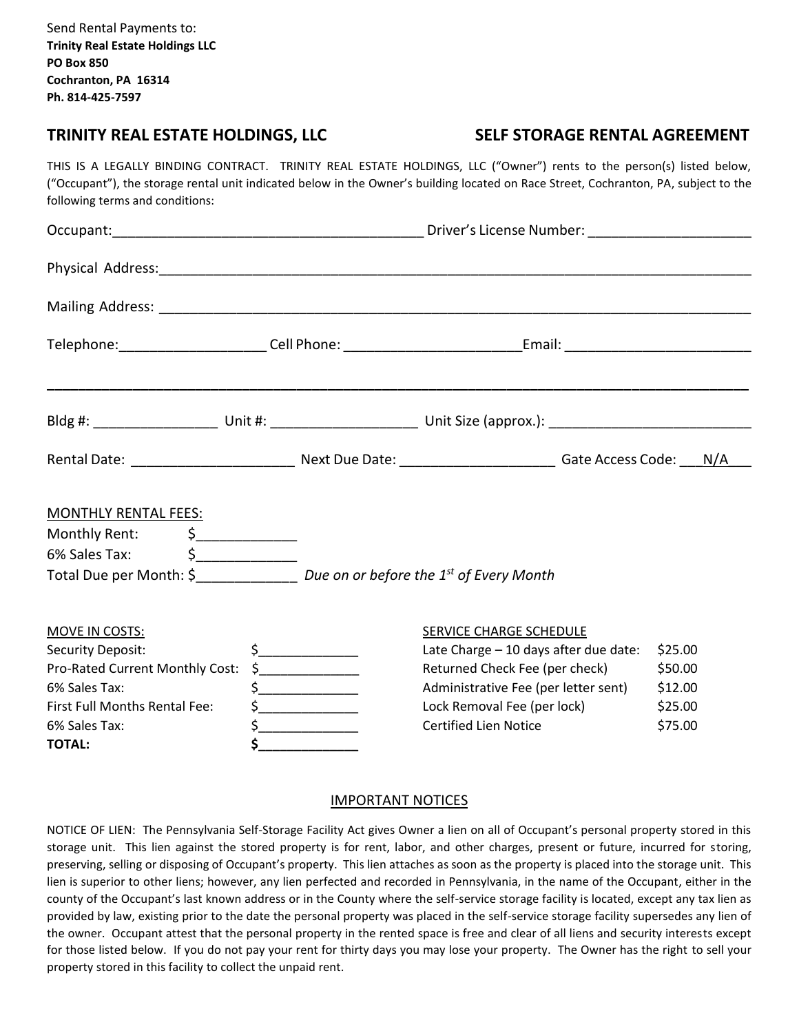Send Rental Payments to:
**Trinity Real Estate Holdings LLC**
**PO Box 850**
**Cochranton, PA 16314**
**Ph. 814-425-7597**

## TRINITY REAL ESTATE HOLDINGS, LLC — SELF STORAGE RENTAL AGREEMENT

THIS IS A LEGALLY BINDING CONTRACT. TRINITY REAL ESTATE HOLDINGS, LLC ("Owner") rents to the person(s) listed below, ("Occupant"), the storage rental unit indicated below in the Owner's building located on Race Street, Cochranton, PA, subject to the following terms and conditions:

Occupant:________________________________________ Driver's License Number: _____________________

Physical Address:_____________________________________________________________________________

Mailing Address: _____________________________________________________________________________

Telephone:__________________ Cell Phone: ______________________Email: _______________________

_______________________________________________________________________________________________

Bldg #: _______________ Unit #: __________________ Unit Size (approx.): _________________________

Rental Date: _____________________ Next Due Date: ___________________ Gate Access Code: ___N/A___

MONTHLY RENTAL FEES:

Monthly Rent: $_____________

6% Sales Tax: $_____________

Total Due per Month: $_____________ *Due on or before the 1st of Every Month*

| MOVE IN COSTS: | |
|---|---|
| Security Deposit: | $_____________ |
| Pro-Rated Current Monthly Cost: | $_____________ |
| 6% Sales Tax: | $_____________ |
| First Full Months Rental Fee: | $_____________ |
| 6% Sales Tax: | $_____________ |
| **TOTAL:** | **$_____________** |

| SERVICE CHARGE SCHEDULE | |
|---|---|
| Late Charge – 10 days after due date: | $25.00 |
| Returned Check Fee (per check) | $50.00 |
| Administrative Fee (per letter sent) | $12.00 |
| Lock Removal Fee (per lock) | $25.00 |
| Certified Lien Notice | $75.00 |

### IMPORTANT NOTICES

NOTICE OF LIEN: The Pennsylvania Self-Storage Facility Act gives Owner a lien on all of Occupant's personal property stored in this storage unit. This lien against the stored property is for rent, labor, and other charges, present or future, incurred for storing, preserving, selling or disposing of Occupant's property. This lien attaches as soon as the property is placed into the storage unit. This lien is superior to other liens; however, any lien perfected and recorded in Pennsylvania, in the name of the Occupant, either in the county of the Occupant's last known address or in the County where the self-service storage facility is located, except any tax lien as provided by law, existing prior to the date the personal property was placed in the self-service storage facility supersedes any lien of the owner. Occupant attest that the personal property in the rented space is free and clear of all liens and security interests except for those listed below. If you do not pay your rent for thirty days you may lose your property. The Owner has the right to sell your property stored in this facility to collect the unpaid rent.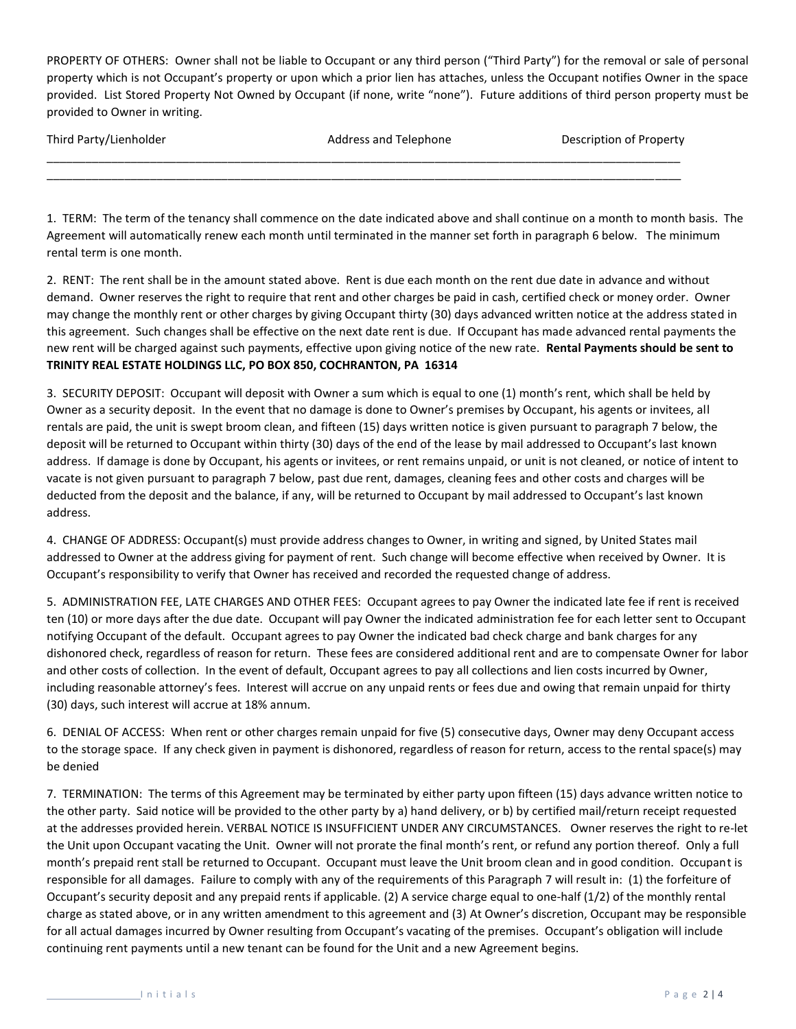PROPERTY OF OTHERS: Owner shall not be liable to Occupant or any third person ("Third Party") for the removal or sale of personal property which is not Occupant's property or upon which a prior lien has attaches, unless the Occupant notifies Owner in the space provided. List Stored Property Not Owned by Occupant (if none, write "none"). Future additions of third person property must be provided to Owner in writing.

| Third Party/Lienholder | Address and Telephone | Description of Property |
|---|---|---|
| | | |
| | | |

1. TERM: The term of the tenancy shall commence on the date indicated above and shall continue on a month to month basis. The Agreement will automatically renew each month until terminated in the manner set forth in paragraph 6 below. The minimum rental term is one month.

2. RENT: The rent shall be in the amount stated above. Rent is due each month on the rent due date in advance and without demand. Owner reserves the right to require that rent and other charges be paid in cash, certified check or money order. Owner may change the monthly rent or other charges by giving Occupant thirty (30) days advanced written notice at the address stated in this agreement. Such changes shall be effective on the next date rent is due. If Occupant has made advanced rental payments the new rent will be charged against such payments, effective upon giving notice of the new rate. **Rental Payments should be sent to TRINITY REAL ESTATE HOLDINGS LLC, PO BOX 850, COCHRANTON, PA 16314**

3. SECURITY DEPOSIT: Occupant will deposit with Owner a sum which is equal to one (1) month's rent, which shall be held by Owner as a security deposit. In the event that no damage is done to Owner's premises by Occupant, his agents or invitees, all rentals are paid, the unit is swept broom clean, and fifteen (15) days written notice is given pursuant to paragraph 7 below, the deposit will be returned to Occupant within thirty (30) days of the end of the lease by mail addressed to Occupant's last known address. If damage is done by Occupant, his agents or invitees, or rent remains unpaid, or unit is not cleaned, or notice of intent to vacate is not given pursuant to paragraph 7 below, past due rent, damages, cleaning fees and other costs and charges will be deducted from the deposit and the balance, if any, will be returned to Occupant by mail addressed to Occupant's last known address.

4. CHANGE OF ADDRESS: Occupant(s) must provide address changes to Owner, in writing and signed, by United States mail addressed to Owner at the address giving for payment of rent. Such change will become effective when received by Owner. It is Occupant's responsibility to verify that Owner has received and recorded the requested change of address.

5. ADMINISTRATION FEE, LATE CHARGES AND OTHER FEES: Occupant agrees to pay Owner the indicated late fee if rent is received ten (10) or more days after the due date. Occupant will pay Owner the indicated administration fee for each letter sent to Occupant notifying Occupant of the default. Occupant agrees to pay Owner the indicated bad check charge and bank charges for any dishonored check, regardless of reason for return. These fees are considered additional rent and are to compensate Owner for labor and other costs of collection. In the event of default, Occupant agrees to pay all collections and lien costs incurred by Owner, including reasonable attorney's fees. Interest will accrue on any unpaid rents or fees due and owing that remain unpaid for thirty (30) days, such interest will accrue at 18% annum.

6. DENIAL OF ACCESS: When rent or other charges remain unpaid for five (5) consecutive days, Owner may deny Occupant access to the storage space. If any check given in payment is dishonored, regardless of reason for return, access to the rental space(s) may be denied

7. TERMINATION: The terms of this Agreement may be terminated by either party upon fifteen (15) days advance written notice to the other party. Said notice will be provided to the other party by a) hand delivery, or b) by certified mail/return receipt requested at the addresses provided herein. VERBAL NOTICE IS INSUFFICIENT UNDER ANY CIRCUMSTANCES. Owner reserves the right to re-let the Unit upon Occupant vacating the Unit. Owner will not prorate the final month's rent, or refund any portion thereof. Only a full month's prepaid rent stall be returned to Occupant. Occupant must leave the Unit broom clean and in good condition. Occupant is responsible for all damages. Failure to comply with any of the requirements of this Paragraph 7 will result in: (1) the forfeiture of Occupant's security deposit and any prepaid rents if applicable. (2) A service charge equal to one-half (1/2) of the monthly rental charge as stated above, or in any written amendment to this agreement and (3) At Owner's discretion, Occupant may be responsible for all actual damages incurred by Owner resulting from Occupant's vacating of the premises. Occupant's obligation will include continuing rent payments until a new tenant can be found for the Unit and a new Agreement begins.

\_\_\_\_\_\_\_\_\_\_\_\_\_\_\_\_ Initials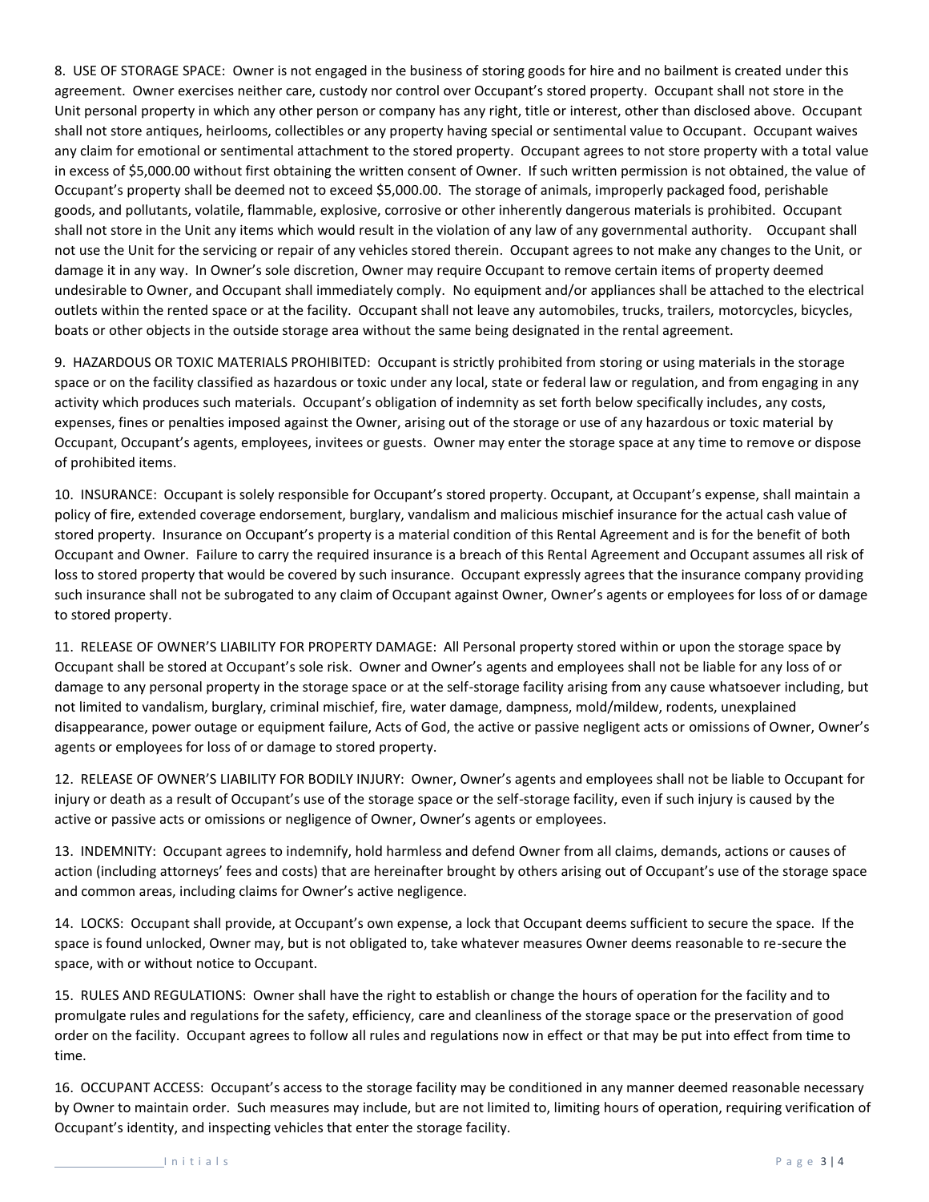8. USE OF STORAGE SPACE: Owner is not engaged in the business of storing goods for hire and no bailment is created under this agreement. Owner exercises neither care, custody nor control over Occupant's stored property. Occupant shall not store in the Unit personal property in which any other person or company has any right, title or interest, other than disclosed above. Occupant shall not store antiques, heirlooms, collectibles or any property having special or sentimental value to Occupant. Occupant waives any claim for emotional or sentimental attachment to the stored property. Occupant agrees to not store property with a total value in excess of $5,000.00 without first obtaining the written consent of Owner. If such written permission is not obtained, the value of Occupant's property shall be deemed not to exceed $5,000.00. The storage of animals, improperly packaged food, perishable goods, and pollutants, volatile, flammable, explosive, corrosive or other inherently dangerous materials is prohibited. Occupant shall not store in the Unit any items which would result in the violation of any law of any governmental authority. Occupant shall not use the Unit for the servicing or repair of any vehicles stored therein. Occupant agrees to not make any changes to the Unit, or damage it in any way. In Owner's sole discretion, Owner may require Occupant to remove certain items of property deemed undesirable to Owner, and Occupant shall immediately comply. No equipment and/or appliances shall be attached to the electrical outlets within the rented space or at the facility. Occupant shall not leave any automobiles, trucks, trailers, motorcycles, bicycles, boats or other objects in the outside storage area without the same being designated in the rental agreement.

9. HAZARDOUS OR TOXIC MATERIALS PROHIBITED: Occupant is strictly prohibited from storing or using materials in the storage space or on the facility classified as hazardous or toxic under any local, state or federal law or regulation, and from engaging in any activity which produces such materials. Occupant's obligation of indemnity as set forth below specifically includes, any costs, expenses, fines or penalties imposed against the Owner, arising out of the storage or use of any hazardous or toxic material by Occupant, Occupant's agents, employees, invitees or guests. Owner may enter the storage space at any time to remove or dispose of prohibited items.

10. INSURANCE: Occupant is solely responsible for Occupant's stored property. Occupant, at Occupant's expense, shall maintain a policy of fire, extended coverage endorsement, burglary, vandalism and malicious mischief insurance for the actual cash value of stored property. Insurance on Occupant's property is a material condition of this Rental Agreement and is for the benefit of both Occupant and Owner. Failure to carry the required insurance is a breach of this Rental Agreement and Occupant assumes all risk of loss to stored property that would be covered by such insurance. Occupant expressly agrees that the insurance company providing such insurance shall not be subrogated to any claim of Occupant against Owner, Owner's agents or employees for loss of or damage to stored property.

11. RELEASE OF OWNER'S LIABILITY FOR PROPERTY DAMAGE: All Personal property stored within or upon the storage space by Occupant shall be stored at Occupant's sole risk. Owner and Owner's agents and employees shall not be liable for any loss of or damage to any personal property in the storage space or at the self-storage facility arising from any cause whatsoever including, but not limited to vandalism, burglary, criminal mischief, fire, water damage, dampness, mold/mildew, rodents, unexplained disappearance, power outage or equipment failure, Acts of God, the active or passive negligent acts or omissions of Owner, Owner's agents or employees for loss of or damage to stored property.

12. RELEASE OF OWNER'S LIABILITY FOR BODILY INJURY: Owner, Owner's agents and employees shall not be liable to Occupant for injury or death as a result of Occupant's use of the storage space or the self-storage facility, even if such injury is caused by the active or passive acts or omissions or negligence of Owner, Owner's agents or employees.

13. INDEMNITY: Occupant agrees to indemnify, hold harmless and defend Owner from all claims, demands, actions or causes of action (including attorneys' fees and costs) that are hereinafter brought by others arising out of Occupant's use of the storage space and common areas, including claims for Owner's active negligence.

14. LOCKS: Occupant shall provide, at Occupant's own expense, a lock that Occupant deems sufficient to secure the space. If the space is found unlocked, Owner may, but is not obligated to, take whatever measures Owner deems reasonable to re-secure the space, with or without notice to Occupant.

15. RULES AND REGULATIONS: Owner shall have the right to establish or change the hours of operation for the facility and to promulgate rules and regulations for the safety, efficiency, care and cleanliness of the storage space or the preservation of good order on the facility. Occupant agrees to follow all rules and regulations now in effect or that may be put into effect from time to time.

16. OCCUPANT ACCESS: Occupant's access to the storage facility may be conditioned in any manner deemed reasonable necessary by Owner to maintain order. Such measures may include, but are not limited to, limiting hours of operation, requiring verification of Occupant's identity, and inspecting vehicles that enter the storage facility.

_______________ Initials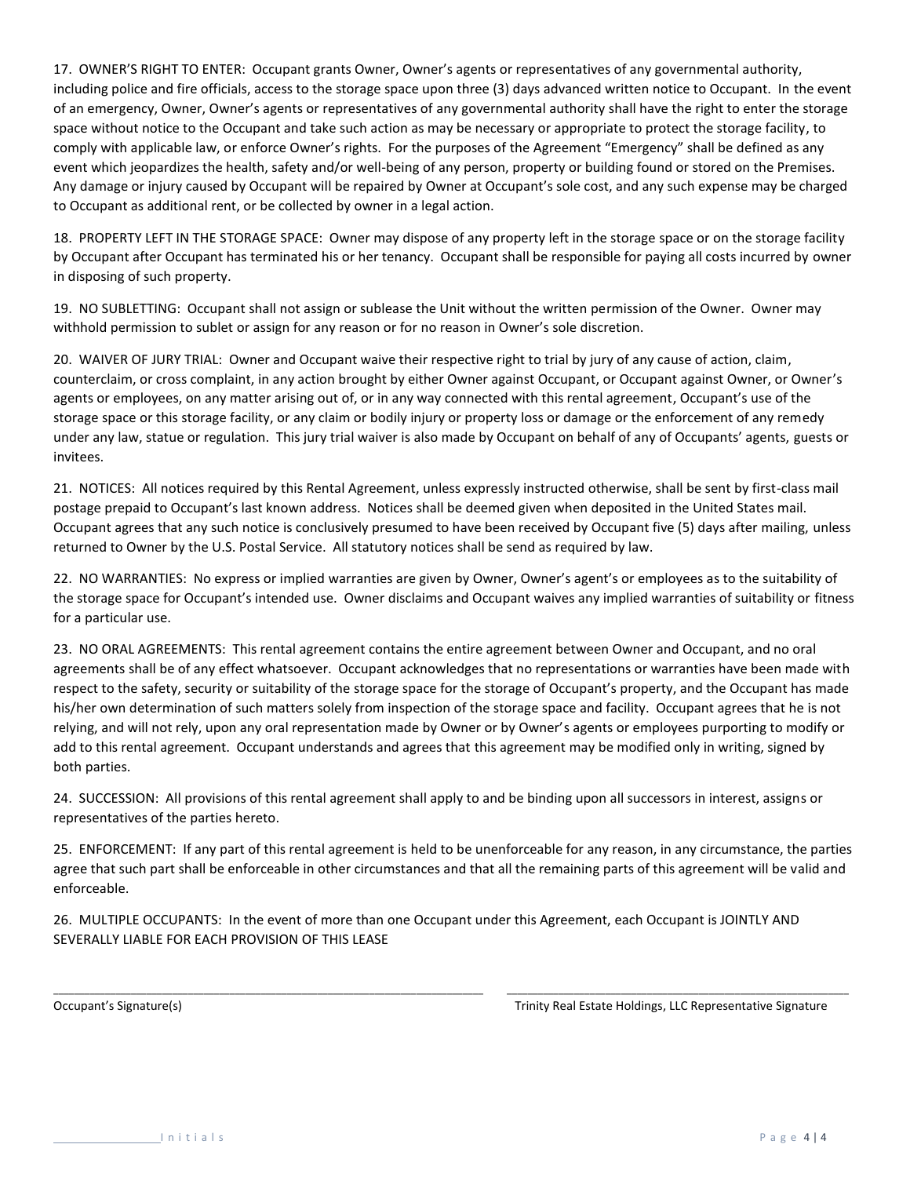17. OWNER'S RIGHT TO ENTER: Occupant grants Owner, Owner's agents or representatives of any governmental authority, including police and fire officials, access to the storage space upon three (3) days advanced written notice to Occupant. In the event of an emergency, Owner, Owner's agents or representatives of any governmental authority shall have the right to enter the storage space without notice to the Occupant and take such action as may be necessary or appropriate to protect the storage facility, to comply with applicable law, or enforce Owner's rights. For the purposes of the Agreement "Emergency" shall be defined as any event which jeopardizes the health, safety and/or well-being of any person, property or building found or stored on the Premises. Any damage or injury caused by Occupant will be repaired by Owner at Occupant's sole cost, and any such expense may be charged to Occupant as additional rent, or be collected by owner in a legal action.

18. PROPERTY LEFT IN THE STORAGE SPACE: Owner may dispose of any property left in the storage space or on the storage facility by Occupant after Occupant has terminated his or her tenancy. Occupant shall be responsible for paying all costs incurred by owner in disposing of such property.

19. NO SUBLETTING: Occupant shall not assign or sublease the Unit without the written permission of the Owner. Owner may withhold permission to sublet or assign for any reason or for no reason in Owner's sole discretion.

20. WAIVER OF JURY TRIAL: Owner and Occupant waive their respective right to trial by jury of any cause of action, claim, counterclaim, or cross complaint, in any action brought by either Owner against Occupant, or Occupant against Owner, or Owner's agents or employees, on any matter arising out of, or in any way connected with this rental agreement, Occupant's use of the storage space or this storage facility, or any claim or bodily injury or property loss or damage or the enforcement of any remedy under any law, statue or regulation. This jury trial waiver is also made by Occupant on behalf of any of Occupants' agents, guests or invitees.

21. NOTICES: All notices required by this Rental Agreement, unless expressly instructed otherwise, shall be sent by first-class mail postage prepaid to Occupant's last known address. Notices shall be deemed given when deposited in the United States mail. Occupant agrees that any such notice is conclusively presumed to have been received by Occupant five (5) days after mailing, unless returned to Owner by the U.S. Postal Service. All statutory notices shall be send as required by law.

22. NO WARRANTIES: No express or implied warranties are given by Owner, Owner's agent's or employees as to the suitability of the storage space for Occupant's intended use. Owner disclaims and Occupant waives any implied warranties of suitability or fitness for a particular use.

23. NO ORAL AGREEMENTS: This rental agreement contains the entire agreement between Owner and Occupant, and no oral agreements shall be of any effect whatsoever. Occupant acknowledges that no representations or warranties have been made with respect to the safety, security or suitability of the storage space for the storage of Occupant's property, and the Occupant has made his/her own determination of such matters solely from inspection of the storage space and facility. Occupant agrees that he is not relying, and will not rely, upon any oral representation made by Owner or by Owner's agents or employees purporting to modify or add to this rental agreement. Occupant understands and agrees that this agreement may be modified only in writing, signed by both parties.

24. SUCCESSION: All provisions of this rental agreement shall apply to and be binding upon all successors in interest, assigns or representatives of the parties hereto.

25. ENFORCEMENT: If any part of this rental agreement is held to be unenforceable for any reason, in any circumstance, the parties agree that such part shall be enforceable in other circumstances and that all the remaining parts of this agreement will be valid and enforceable.

26. MULTIPLE OCCUPANTS: In the event of more than one Occupant under this Agreement, each Occupant is JOINTLY AND SEVERALLY LIABLE FOR EACH PROVISION OF THIS LEASE

\_\_\_\_\_\_\_\_\_\_\_\_\_\_\_\_\_\_\_\_\_\_\_\_\_\_\_\_\_\_\_\_\_\_\_\_\_\_\_\_
Occupant's Signature(s)

\_\_\_\_\_\_\_\_\_\_\_\_\_\_\_\_\_\_\_\_\_\_\_\_\_\_\_\_\_\_\_\_\_\_\_\_\_\_\_\_
Trinity Real Estate Holdings, LLC Representative Signature

\_\_\_\_\_\_\_\_\_\_\_\_ Initials